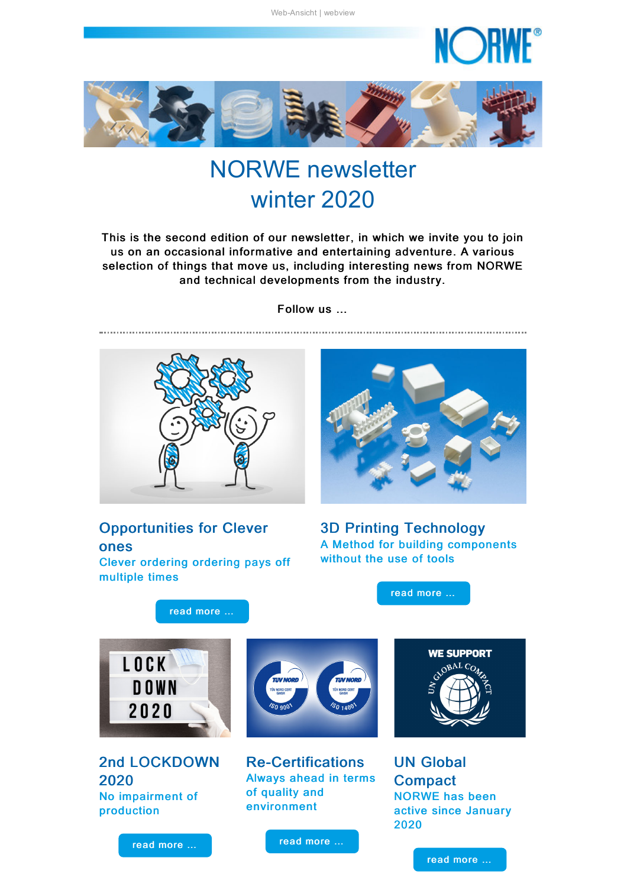Web-Ansicht | webview

# NORWE newsletter winter 2020

This is the second edition of our newsletter, in which we invite you to join us on an occasional informative and entertaining adventure. A various selection of things that move us, including interesting news from NORWE and technical developments from the industry.

Follow us ...

## Opportunities for Clever ones

### Clever ordering ordering pays off multiple times

read more ...

## 3D Printing Technology

### A Method for building components without the use of tools

read more ...

## 2nd LOCKDOWN 2020

### No impairment of production

read more ...

## Re-Certifications

### Always ahead in terms of quality and environment

read more ...

## UN Global Compact

### NORWE has been active since January 2020

read more ...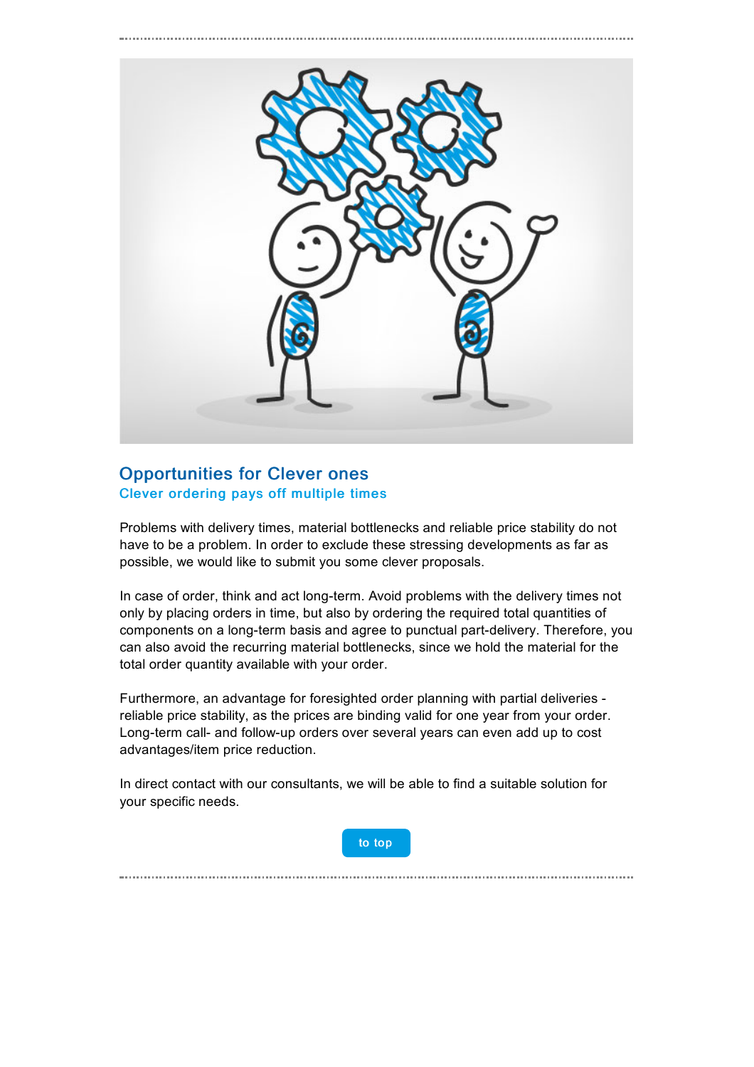## Opportunities for Clever ones

### Clever ordering pays off multiple times

Problems with delivery times, material bottlenecks and reliable price stability do not have to be a problem. In order to exclude these stressing developments as far as possible, we would like to submit you some clever proposals.

In case of order, think and act long-term. Avoid problems with the delivery times not only by placing orders in time, but also by ordering the required total quantities of components on a long-term basis and agree to punctual part-delivery. Therefore, you can also avoid the recurring material bottlenecks, since we hold the material for the total order quantity available with your order.

Furthermore, an advantage for foresighted order planning with partial deliveries - reliable price stability, as the prices are binding valid for one year from your order. Long-term call- and follow-up orders over several years can even add up to cost advantages/item price reduction.

In direct contact with our consultants, we will be able to find a suitable solution for your specific needs.

to top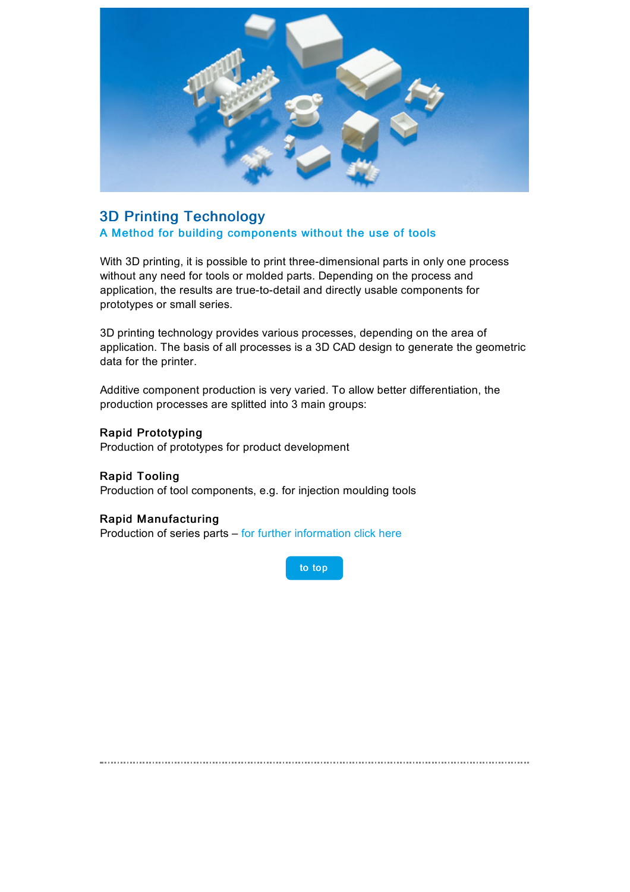## 3D Printing Technology

### A Method for building components without the use of tools

With 3D printing, it is possible to print three-dimensional parts in only one process without any need for tools or molded parts. Depending on the process and application, the results are true-to-detail and directly usable components for prototypes or small series.

3D printing technology provides various processes, depending on the area of application. The basis of all processes is a 3D CAD design to generate the geometric data for the printer.

Additive component production is very varied. To allow better differentiation, the production processes are splitted into 3 main groups:

**Rapid Prototyping**
Production of prototypes for product development

**Rapid Tooling**
Production of tool components, e.g. for injection moulding tools

**Rapid Manufacturing**
Production of series parts – for further information click here

to top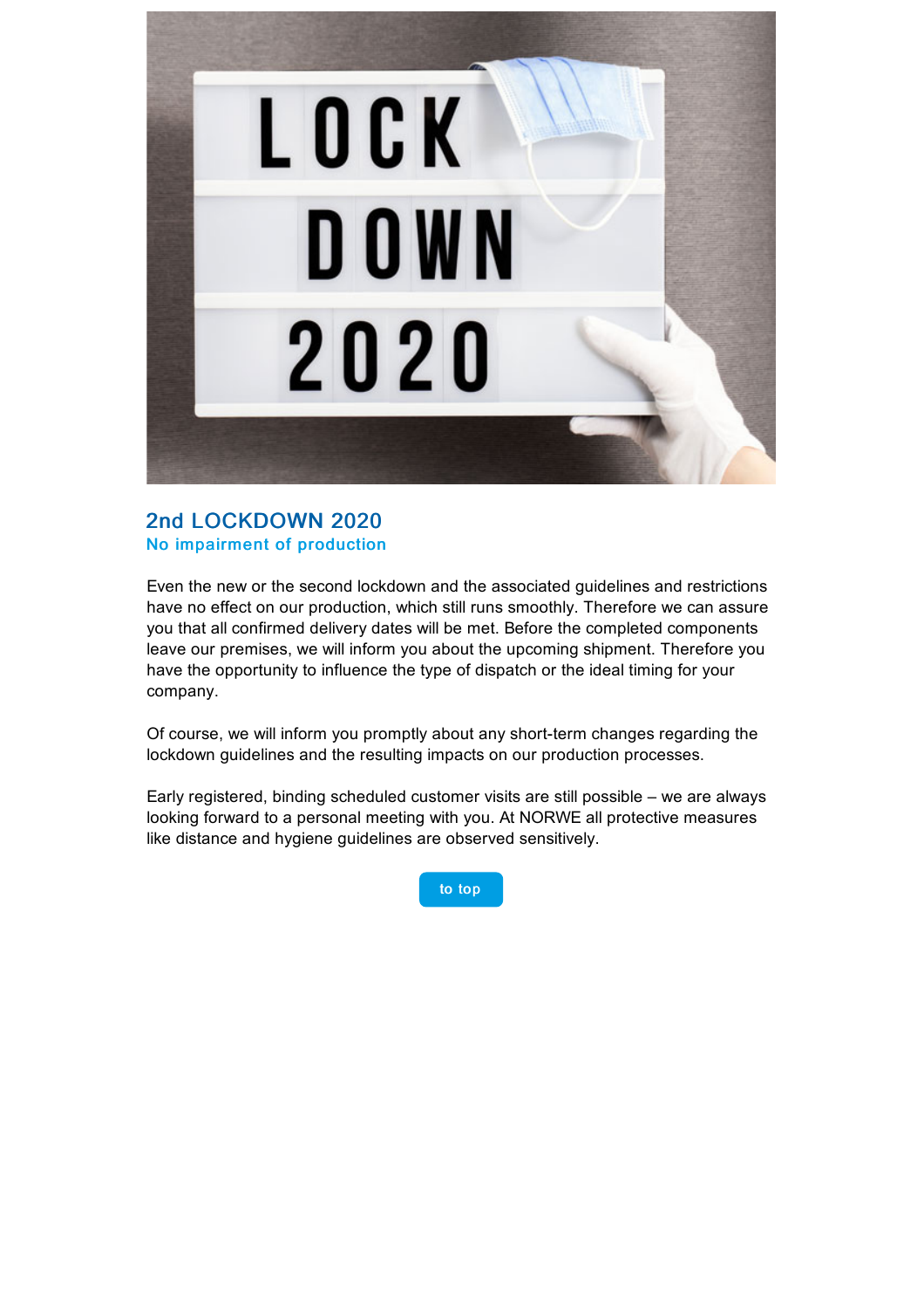## 2nd LOCKDOWN 2020

### No impairment of production

Even the new or the second lockdown and the associated guidelines and restrictions have no effect on our production, which still runs smoothly. Therefore we can assure you that all confirmed delivery dates will be met. Before the completed components leave our premises, we will inform you about the upcoming shipment. Therefore you have the opportunity to influence the type of dispatch or the ideal timing for your company.

Of course, we will inform you promptly about any short-term changes regarding the lockdown guidelines and the resulting impacts on our production processes.

Early registered, binding scheduled customer visits are still possible – we are always looking forward to a personal meeting with you. At NORWE all protective measures like distance and hygiene guidelines are observed sensitively.

to top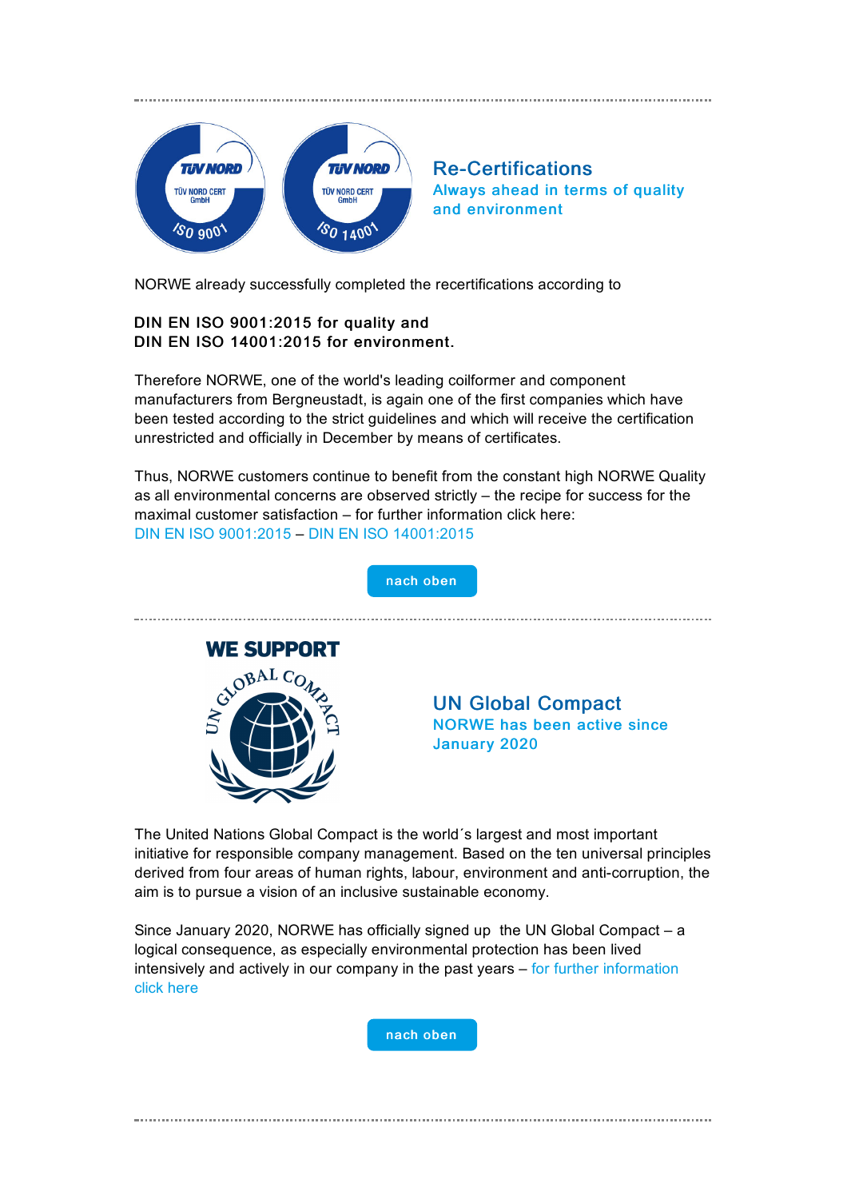## Re-Certifications

### Always ahead in terms of quality and environment

NORWE already successfully completed the recertifications according to

**DIN EN ISO 9001:2015 for quality and**
**DIN EN ISO 14001:2015 for environment.**

Therefore NORWE, one of the world's leading coilformer and component manufacturers from Bergneustadt, is again one of the first companies which have been tested according to the strict guidelines and which will receive the certification unrestricted and officially in December by means of certificates.

Thus, NORWE customers continue to benefit from the constant high NORWE Quality as all environmental concerns are observed strictly – the recipe for success for the maximal customer satisfaction – for further information click here:
DIN EN ISO 9001:2015 – DIN EN ISO 14001:2015

nach oben

---

WE SUPPORT

## UN Global Compact

### NORWE has been active since January 2020

The United Nations Global Compact is the world´s largest and most important initiative for responsible company management. Based on the ten universal principles derived from four areas of human rights, labour, environment and anti-corruption, the aim is to pursue a vision of an inclusive sustainable economy.

Since January 2020, NORWE has officially signed up the UN Global Compact – a logical consequence, as especially environmental protection has been lived intensively and actively in our company in the past years – for further information click here

nach oben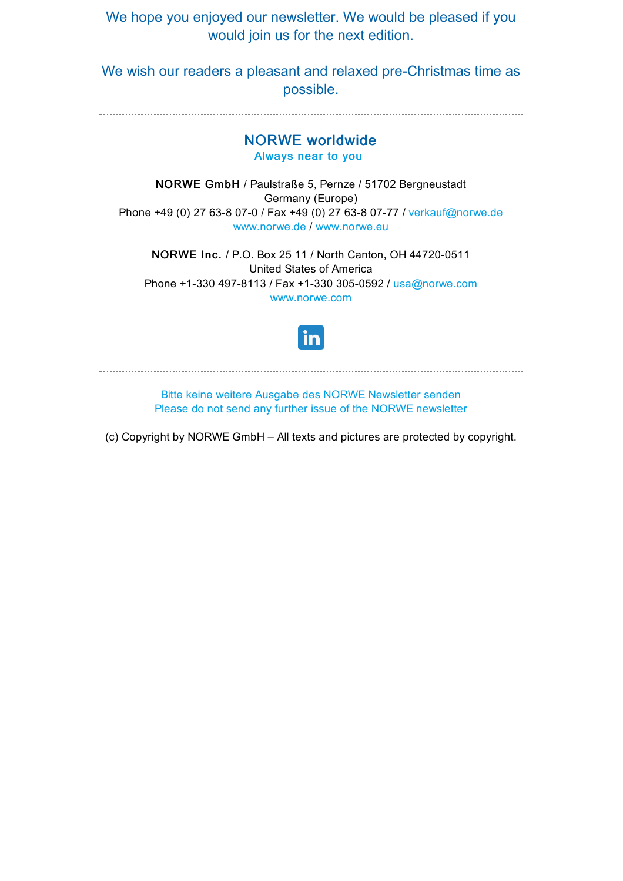We hope you enjoyed our newsletter. We would be pleased if you would join us for the next edition.

We wish our readers a pleasant and relaxed pre-Christmas time as possible.

---

## NORWE worldwide

**Always near to you**

**NORWE GmbH** / Paulstraße 5, Pernze / 51702 Bergneustadt
Germany (Europe)
Phone +49 (0) 27 63-8 07-0 / Fax +49 (0) 27 63-8 07-77 / verkauf@norwe.de
www.norwe.de / www.norwe.eu

**NORWE Inc.** / P.O. Box 25 11 / North Canton, OH 44720-0511
United States of America
Phone +1-330 497-8113 / Fax +1-330 305-0592 / usa@norwe.com
www.norwe.com

---

Bitte keine weitere Ausgabe des NORWE Newsletter senden
Please do not send any further issue of the NORWE newsletter

(c) Copyright by NORWE GmbH – All texts and pictures are protected by copyright.